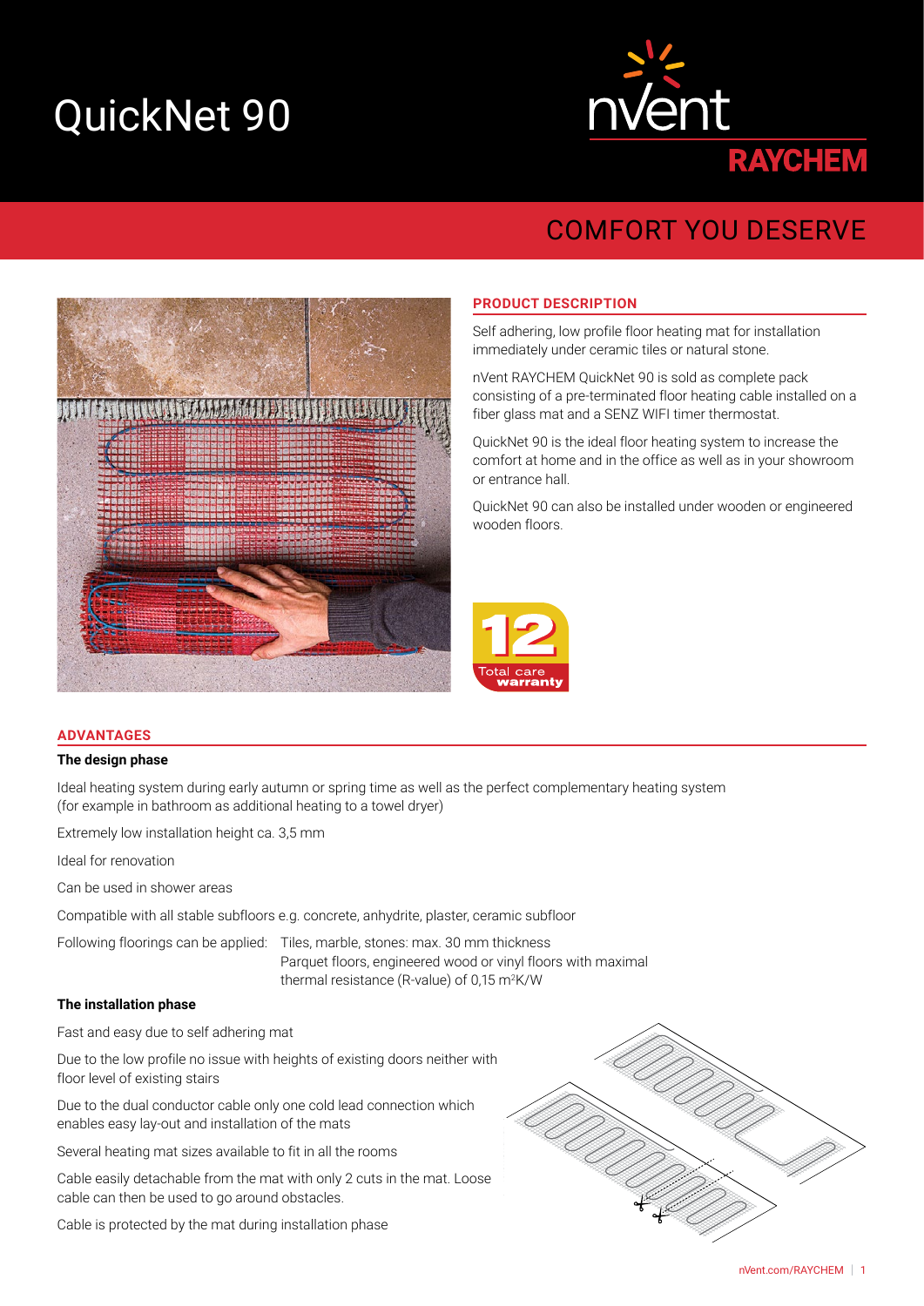# QuickNet 90

nVent RAYCHEM

COMFORT YOU DESERVE

## PRODUCT DESCRIPTION

Self adhering, low profile floor heating mat for installation immediately under ceramic tiles or natural stone.

nVent RAYCHEM QuickNet 90 is sold as complete pack consisting of a pre-terminated floor heating cable installed on a fiber glass mat and a SENZ WIFI timer thermostat.

QuickNet 90 is the ideal floor heating system to increase the comfort at home and in the office as well as in your showroom or entrance hall.

QuickNet 90 can also be installed under wooden or engineered wooden floors.

12 Total care warranty

## ADVANTAGES

**The design phase**

Ideal heating system during early autumn or spring time as well as the perfect complementary heating system (for example in bathroom as additional heating to a towel dryer)

Extremely low installation height ca. 3,5 mm

Ideal for renovation

Can be used in shower areas

Compatible with all stable subfloors e.g. concrete, anhydrite, plaster, ceramic subfloor

Following floorings can be applied: Tiles, marble, stones: max. 30 mm thickness
Parquet floors, engineered wood or vinyl floors with maximal thermal resistance (R-value) of 0,15 m²K/W

**The installation phase**

Fast and easy due to self adhering mat

Due to the low profile no issue with heights of existing doors neither with floor level of existing stairs

Due to the dual conductor cable only one cold lead connection which enables easy lay-out and installation of the mats

Several heating mat sizes available to fit in all the rooms

Cable easily detachable from the mat with only 2 cuts in the mat. Loose cable can then be used to go around obstacles.

Cable is protected by the mat during installation phase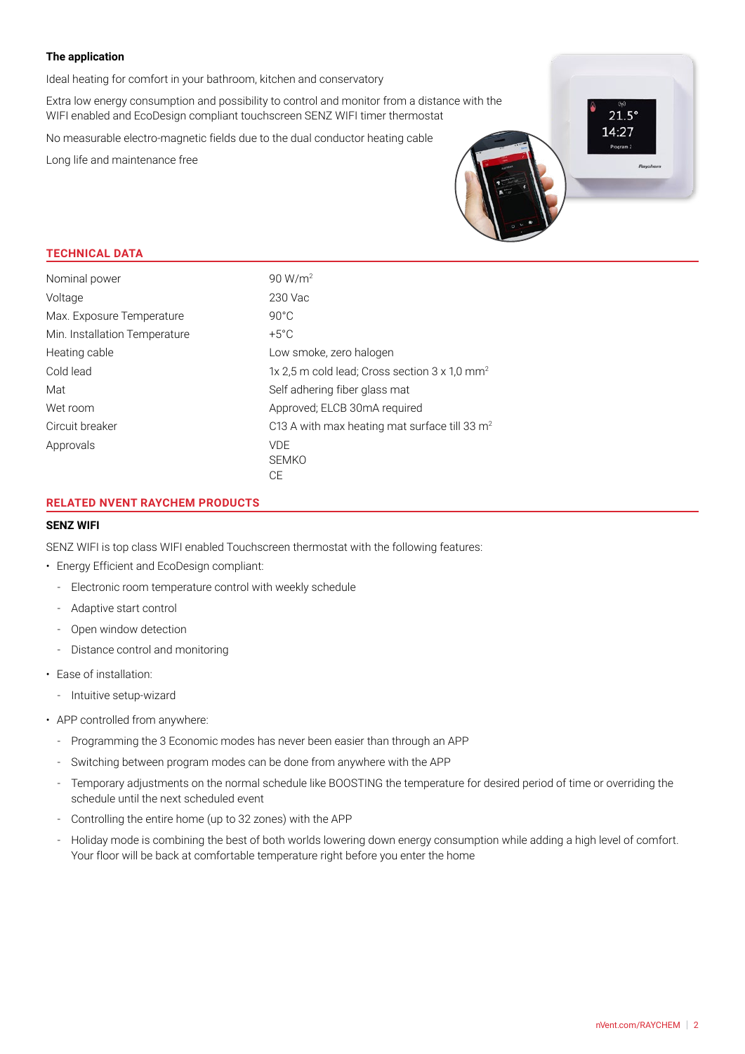**The application**

Ideal heating for comfort in your bathroom, kitchen and conservatory

Extra low energy consumption and possibility to control and monitor from a distance with the WIFI enabled and EcoDesign compliant touchscreen SENZ WIFI timer thermostat

No measurable electro-magnetic fields due to the dual conductor heating cable

Long life and maintenance free

## TECHNICAL DATA

| | |
|---|---|
| Nominal power | 90 W/m$^2$ |
| Voltage | 230 Vac |
| Max. Exposure Temperature | 90°C |
| Min. Installation Temperature | +5°C |
| Heating cable | Low smoke, zero halogen |
| Cold lead | 1x 2,5 m cold lead; Cross section 3 x 1,0 mm$^2$ |
| Mat | Self adhering fiber glass mat |
| Wet room | Approved; ELCB 30mA required |
| Circuit breaker | C13 A with max heating mat surface till 33 m$^2$ |
| Approvals | VDE<br>SEMKO<br>CE |

## RELATED NVENT RAYCHEM PRODUCTS

### SENZ WIFI

SENZ WIFI is top class WIFI enabled Touchscreen thermostat with the following features:

- Energy Efficient and EcoDesign compliant:
  - Electronic room temperature control with weekly schedule
  - Adaptive start control
  - Open window detection
  - Distance control and monitoring
- Ease of installation:
  - Intuitive setup-wizard
- APP controlled from anywhere:
  - Programming the 3 Economic modes has never been easier than through an APP
  - Switching between program modes can be done from anywhere with the APP
  - Temporary adjustments on the normal schedule like BOOSTING the temperature for desired period of time or overriding the schedule until the next scheduled event
  - Controlling the entire home (up to 32 zones) with the APP
  - Holiday mode is combining the best of both worlds lowering down energy consumption while adding a high level of comfort. Your floor will be back at comfortable temperature right before you enter the home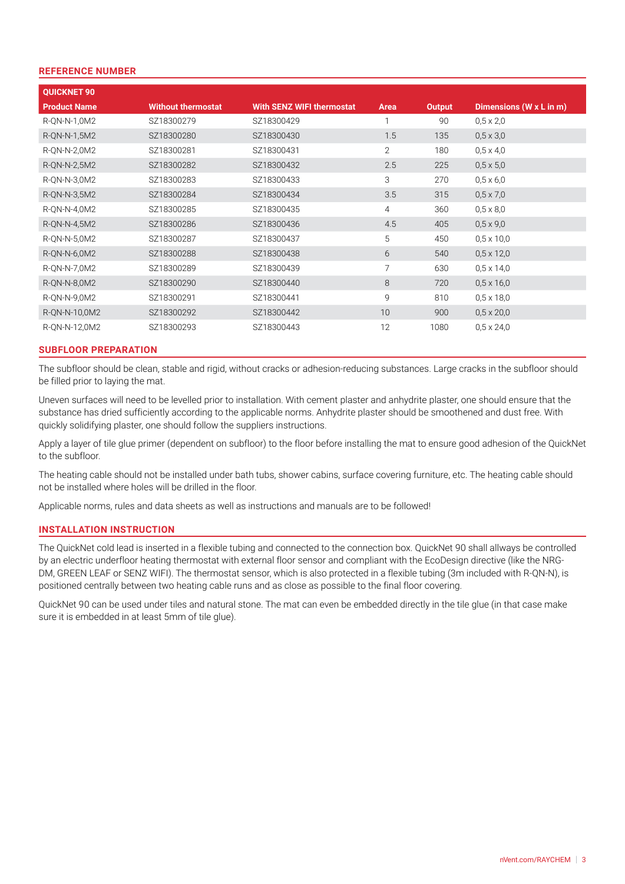## REFERENCE NUMBER

| QUICKNET 90 | | | | | |
|---|---|---|---|---|---|
| **Product Name** | **Without thermostat** | **With SENZ WIFI thermostat** | **Area** | **Output** | **Dimensions (W x L in m)** |
| R-QN-N-1,0M2 | SZ18300279 | SZ18300429 | 1 | 90 | 0,5 x 2,0 |
| R-QN-N-1,5M2 | SZ18300280 | SZ18300430 | 1.5 | 135 | 0,5 x 3,0 |
| R-QN-N-2,0M2 | SZ18300281 | SZ18300431 | 2 | 180 | 0,5 x 4,0 |
| R-QN-N-2,5M2 | SZ18300282 | SZ18300432 | 2.5 | 225 | 0,5 x 5,0 |
| R-QN-N-3,0M2 | SZ18300283 | SZ18300433 | 3 | 270 | 0,5 x 6,0 |
| R-QN-N-3,5M2 | SZ18300284 | SZ18300434 | 3.5 | 315 | 0,5 x 7,0 |
| R-QN-N-4,0M2 | SZ18300285 | SZ18300435 | 4 | 360 | 0,5 x 8,0 |
| R-QN-N-4,5M2 | SZ18300286 | SZ18300436 | 4.5 | 405 | 0,5 x 9,0 |
| R-QN-N-5,0M2 | SZ18300287 | SZ18300437 | 5 | 450 | 0,5 x 10,0 |
| R-QN-N-6,0M2 | SZ18300288 | SZ18300438 | 6 | 540 | 0,5 x 12,0 |
| R-QN-N-7,0M2 | SZ18300289 | SZ18300439 | 7 | 630 | 0,5 x 14,0 |
| R-QN-N-8,0M2 | SZ18300290 | SZ18300440 | 8 | 720 | 0,5 x 16,0 |
| R-QN-N-9,0M2 | SZ18300291 | SZ18300441 | 9 | 810 | 0,5 x 18,0 |
| R-QN-N-10,0M2 | SZ18300292 | SZ18300442 | 10 | 900 | 0,5 x 20,0 |
| R-QN-N-12,0M2 | SZ18300293 | SZ18300443 | 12 | 1080 | 0,5 x 24,0 |

## SUBFLOOR PREPARATION

The subfloor should be clean, stable and rigid, without cracks or adhesion-reducing substances. Large cracks in the subfloor should be filled prior to laying the mat.

Uneven surfaces will need to be levelled prior to installation. With cement plaster and anhydrite plaster, one should ensure that the substance has dried sufficiently according to the applicable norms. Anhydrite plaster should be smoothened and dust free. With quickly solidifying plaster, one should follow the suppliers instructions.

Apply a layer of tile glue primer (dependent on subfloor) to the floor before installing the mat to ensure good adhesion of the QuickNet to the subfloor.

The heating cable should not be installed under bath tubs, shower cabins, surface covering furniture, etc. The heating cable should not be installed where holes will be drilled in the floor.

Applicable norms, rules and data sheets as well as instructions and manuals are to be followed!

## INSTALLATION INSTRUCTION

The QuickNet cold lead is inserted in a flexible tubing and connected to the connection box. QuickNet 90 shall allways be controlled by an electric underfloor heating thermostat with external floor sensor and compliant with the EcoDesign directive (like the NRG-DM, GREEN LEAF or SENZ WIFI). The thermostat sensor, which is also protected in a flexible tubing (3m included with R-QN-N), is positioned centrally between two heating cable runs and as close as possible to the final floor covering.

QuickNet 90 can be used under tiles and natural stone. The mat can even be embedded directly in the tile glue (in that case make sure it is embedded in at least 5mm of tile glue).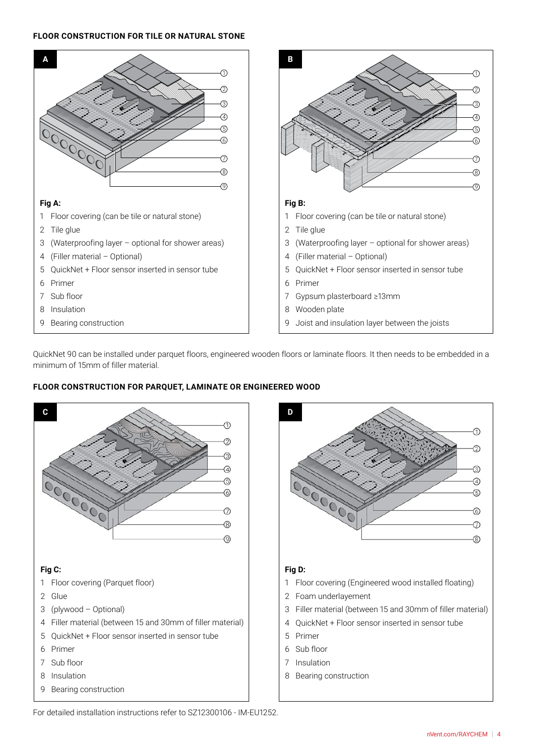## FLOOR CONSTRUCTION FOR TILE OR NATURAL STONE

**A**

**Fig A:**

1. Floor covering (can be tile or natural stone)
2. Tile glue
3. (Waterproofing layer – optional for shower areas)
4. (Filler material – Optional)
5. QuickNet + Floor sensor inserted in sensor tube
6. Primer
7. Sub floor
8. Insulation
9. Bearing construction

**B**

**Fig B:**

1. Floor covering (can be tile or natural stone)
2. Tile glue
3. (Waterproofing layer – optional for shower areas)
4. (Filler material – Optional)
5. QuickNet + Floor sensor inserted in sensor tube
6. Primer
7. Gypsum plasterboard ≥13mm
8. Wooden plate
9. Joist and insulation layer between the joists

QuickNet 90 can be installed under parquet floors, engineered wooden floors or laminate floors. It then needs to be embedded in a minimum of 15mm of filler material.

## FLOOR CONSTRUCTION FOR PARQUET, LAMINATE OR ENGINEERED WOOD

**C**

**Fig C:**

1. Floor covering (Parquet floor)
2. Glue
3. (plywood – Optional)
4. Filler material (between 15 and 30mm of filler material)
5. QuickNet + Floor sensor inserted in sensor tube
6. Primer
7. Sub floor
8. Insulation
9. Bearing construction

**D**

**Fig D:**

1. Floor covering (Engineered wood installed floating)
2. Foam underlayement
3. Filler material (between 15 and 30mm of filler material)
4. QuickNet + Floor sensor inserted in sensor tube
5. Primer
6. Sub floor
7. Insulation
8. Bearing construction

For detailed installation instructions refer to SZ12300106 - IM-EU1252.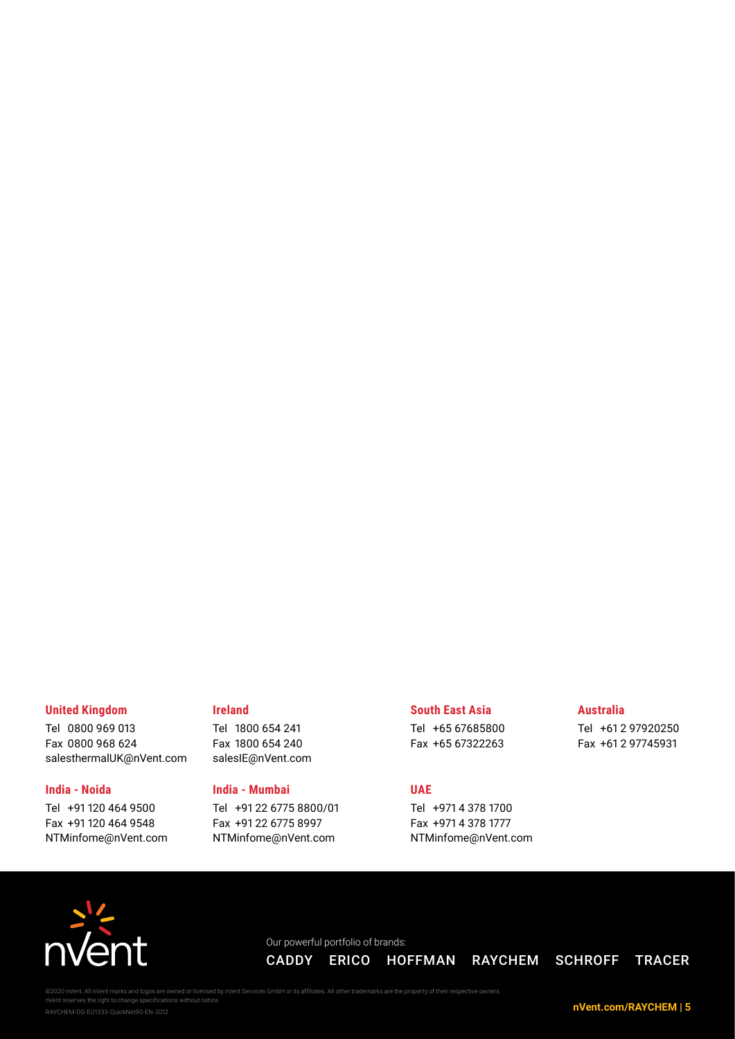**United Kingdom**

Tel 0800 969 013
Fax 0800 968 624
salesthermalUK@nVent.com

**Ireland**

Tel 1800 654 241
Fax 1800 654 240
salesIE@nVent.com

**South East Asia**

Tel +65 67685800
Fax +65 67322263

**Australia**

Tel +61 2 97920250
Fax +61 2 97745931

**India - Noida**

Tel +91 120 464 9500
Fax +91 120 464 9548
NTMinfome@nVent.com

**India - Mumbai**

Tel +91 22 6775 8800/01
Fax +91 22 6775 8997
NTMinfome@nVent.com

**UAE**

Tel +971 4 378 1700
Fax +971 4 378 1777
NTMinfome@nVent.com

nVent

Our powerful portfolio of brands:

CADDY ERICO HOFFMAN RAYCHEM SCHROFF TRACER

©2020 nVent. All nVent marks and logos are owned or licensed by nVent Services GmbH or its affiliates. All other trademarks are the property of their respective owners.
nVent reserves the right to change specifications without notice.

RAYCHEM-DS-EU1333-QuickNet90-EN-2012

**nVent.com/RAYCHEM**